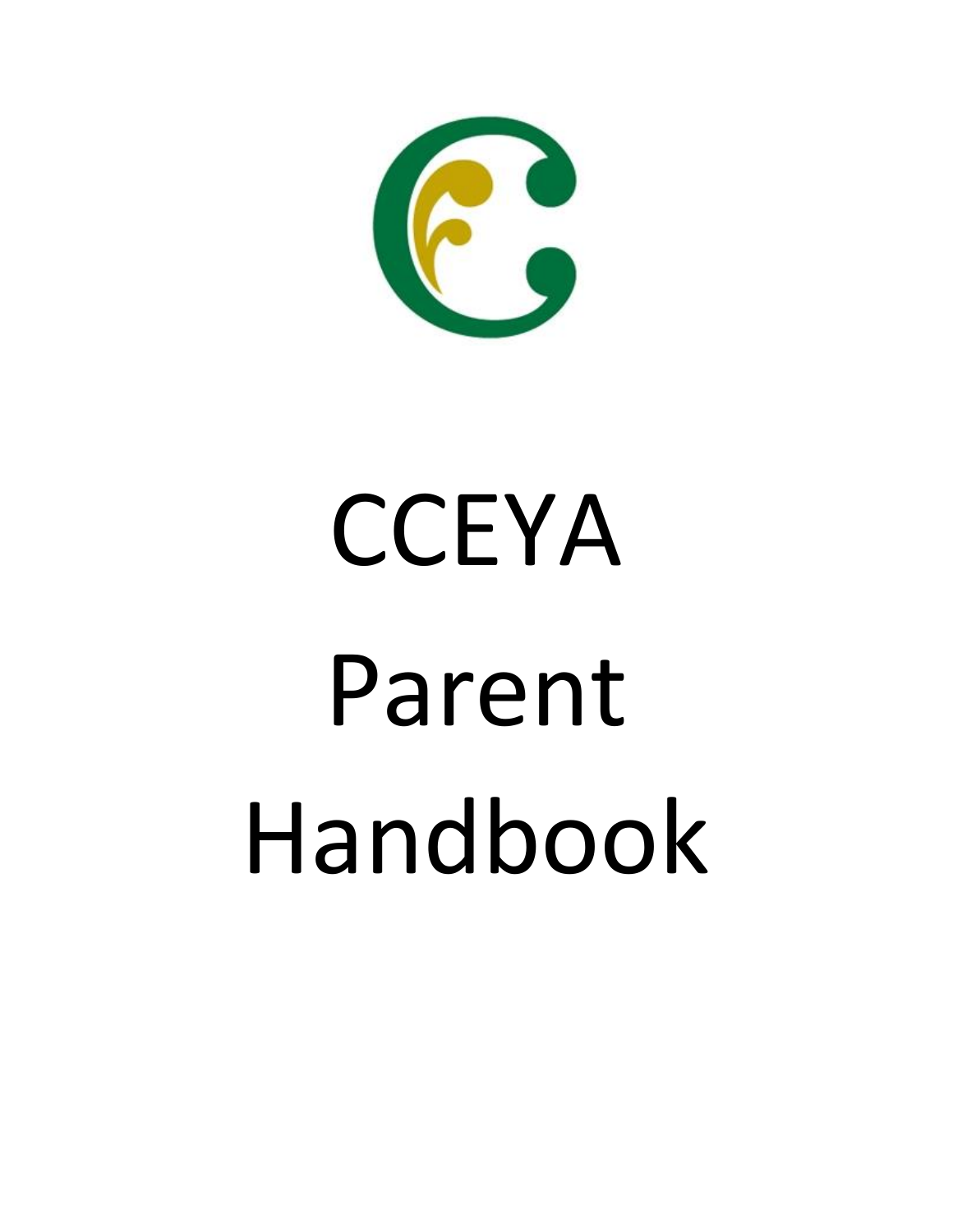# CCEYA Parent Handbook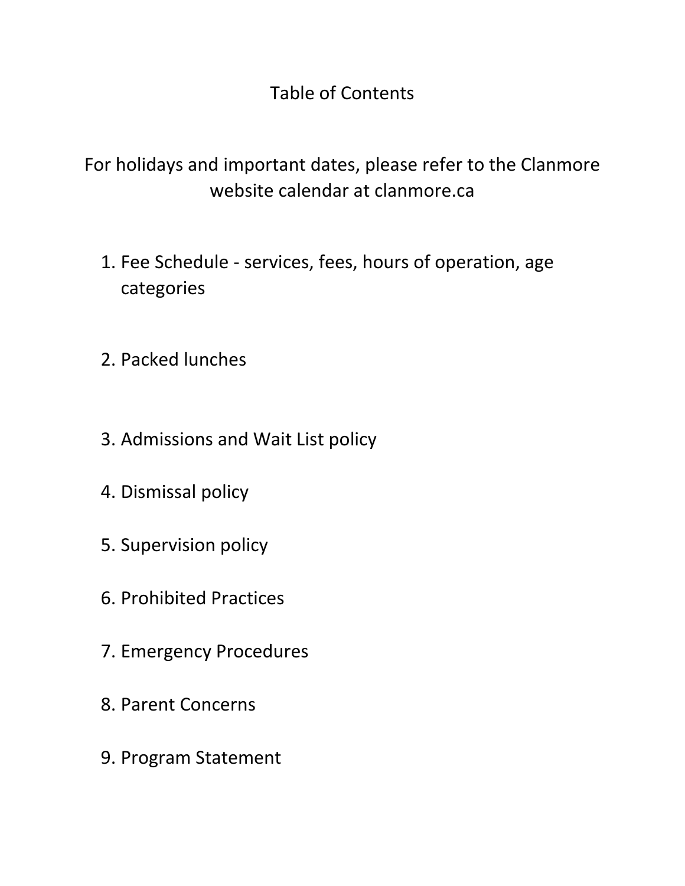# Table of Contents

For holidays and important dates, please refer to the Clanmore website calendar at clanmore.ca

1. Fee Schedule - services, fees, hours of operation, age categories
2. Packed lunches
3. Admissions and Wait List policy
4. Dismissal policy
5. Supervision policy
6. Prohibited Practices
7. Emergency Procedures
8. Parent Concerns
9. Program Statement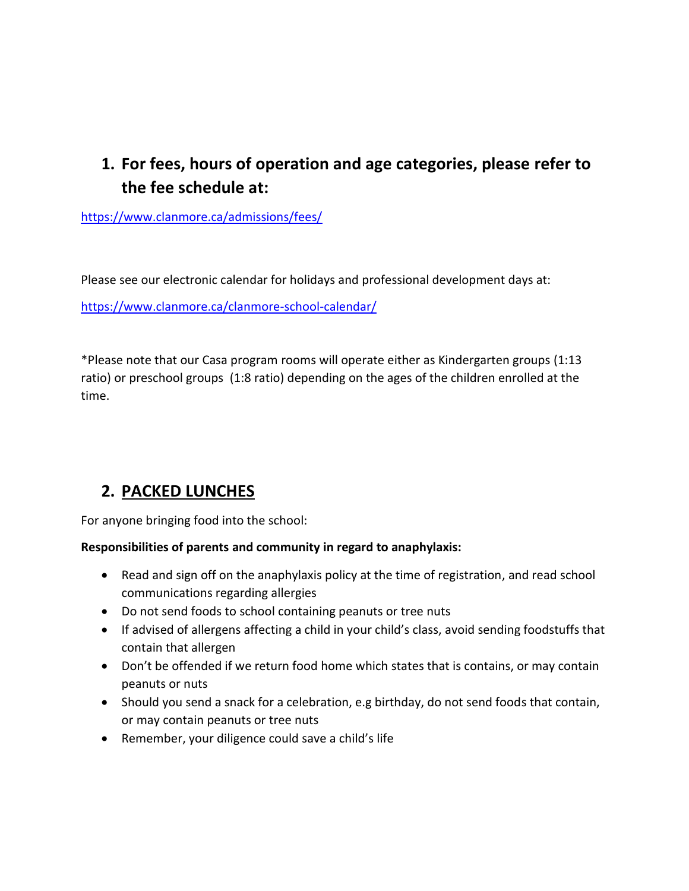## 1. For fees, hours of operation and age categories, please refer to the fee schedule at:

https://www.clanmore.ca/admissions/fees/

Please see our electronic calendar for holidays and professional development days at:

https://www.clanmore.ca/clanmore-school-calendar/

*Please note that our Casa program rooms will operate either as Kindergarten groups (1:13 ratio) or preschool groups (1:8 ratio) depending on the ages of the children enrolled at the time.

## 2. <u>PACKED LUNCHES</u>

For anyone bringing food into the school:

**Responsibilities of parents and community in regard to anaphylaxis:**

- Read and sign off on the anaphylaxis policy at the time of registration, and read school communications regarding allergies
- Do not send foods to school containing peanuts or tree nuts
- If advised of allergens affecting a child in your child's class, avoid sending foodstuffs that contain that allergen
- Don't be offended if we return food home which states that is contains, or may contain peanuts or nuts
- Should you send a snack for a celebration, e.g birthday, do not send foods that contain, or may contain peanuts or tree nuts
- Remember, your diligence could save a child's life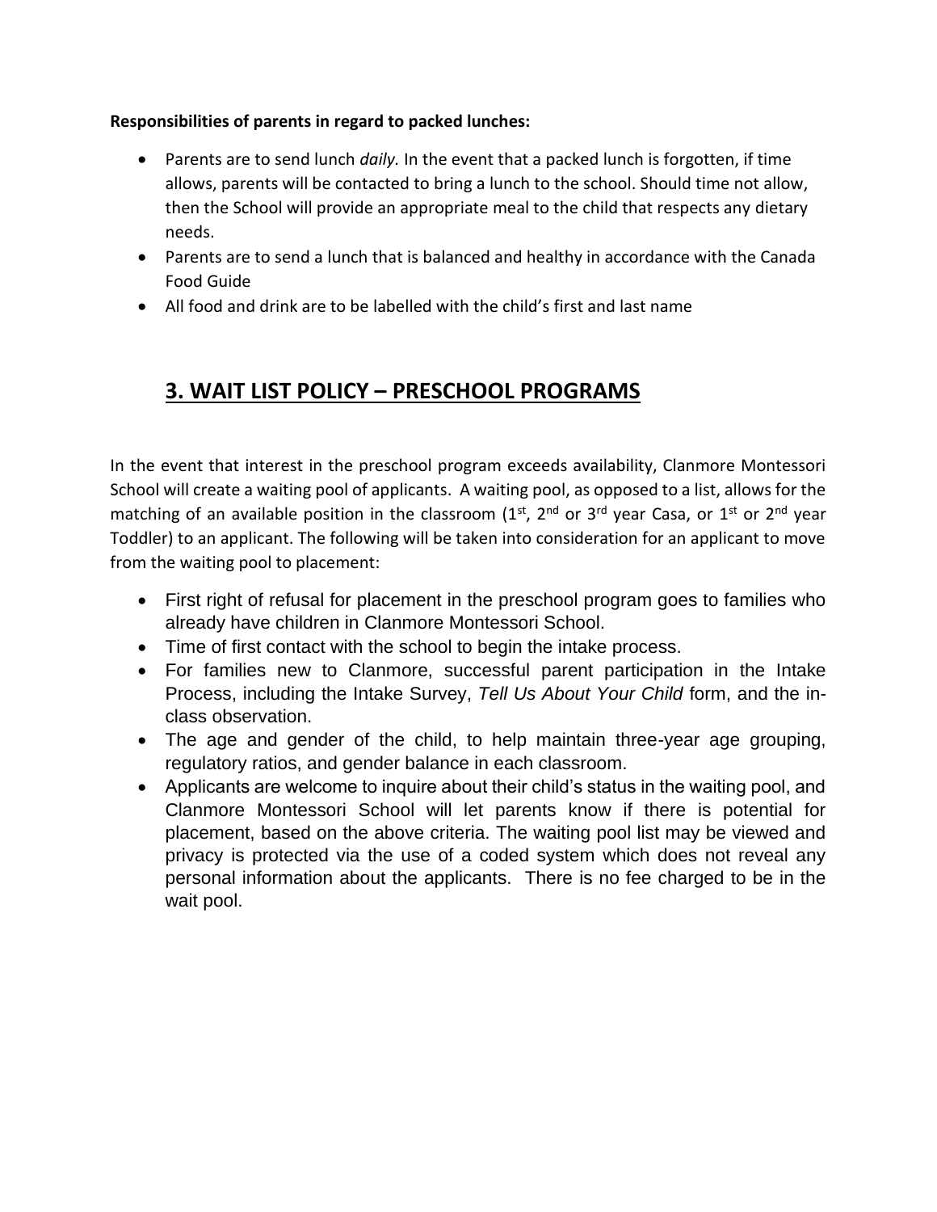**Responsibilities of parents in regard to packed lunches:**

- Parents are to send lunch *daily.* In the event that a packed lunch is forgotten, if time allows, parents will be contacted to bring a lunch to the school. Should time not allow, then the School will provide an appropriate meal to the child that respects any dietary needs.
- Parents are to send a lunch that is balanced and healthy in accordance with the Canada Food Guide
- All food and drink are to be labelled with the child's first and last name

## 3. WAIT LIST POLICY – PRESCHOOL PROGRAMS

In the event that interest in the preschool program exceeds availability, Clanmore Montessori School will create a waiting pool of applicants. A waiting pool, as opposed to a list, allows for the matching of an available position in the classroom (1st, 2nd or 3rd year Casa, or 1st or 2nd year Toddler) to an applicant. The following will be taken into consideration for an applicant to move from the waiting pool to placement:

- First right of refusal for placement in the preschool program goes to families who already have children in Clanmore Montessori School.
- Time of first contact with the school to begin the intake process.
- For families new to Clanmore, successful parent participation in the Intake Process, including the Intake Survey, *Tell Us About Your Child* form, and the in-class observation.
- The age and gender of the child, to help maintain three-year age grouping, regulatory ratios, and gender balance in each classroom.
- Applicants are welcome to inquire about their child's status in the waiting pool, and Clanmore Montessori School will let parents know if there is potential for placement, based on the above criteria. The waiting pool list may be viewed and privacy is protected via the use of a coded system which does not reveal any personal information about the applicants. There is no fee charged to be in the wait pool.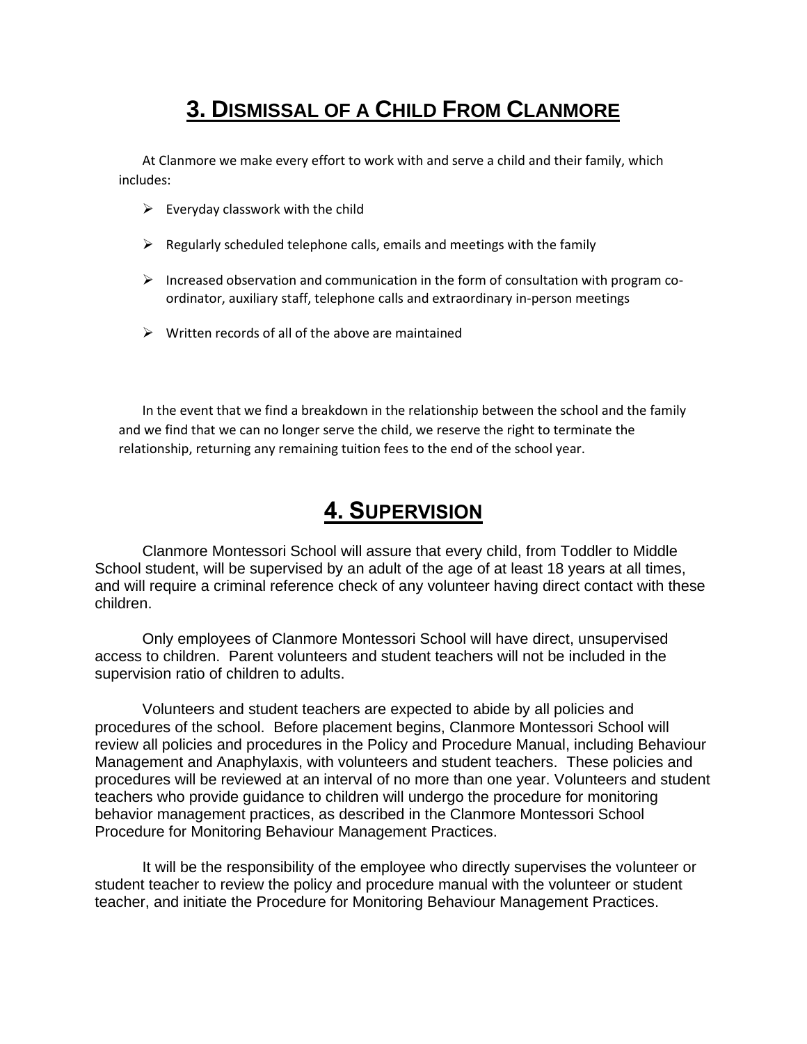## 3. Dismissal of a Child From Clanmore

At Clanmore we make every effort to work with and serve a child and their family, which includes:

- Everyday classwork with the child
- Regularly scheduled telephone calls, emails and meetings with the family
- Increased observation and communication in the form of consultation with program co-ordinator, auxiliary staff, telephone calls and extraordinary in-person meetings
- Written records of all of the above are maintained

In the event that we find a breakdown in the relationship between the school and the family and we find that we can no longer serve the child, we reserve the right to terminate the relationship, returning any remaining tuition fees to the end of the school year.

## 4. Supervision

Clanmore Montessori School will assure that every child, from Toddler to Middle School student, will be supervised by an adult of the age of at least 18 years at all times, and will require a criminal reference check of any volunteer having direct contact with these children.

Only employees of Clanmore Montessori School will have direct, unsupervised access to children. Parent volunteers and student teachers will not be included in the supervision ratio of children to adults.

Volunteers and student teachers are expected to abide by all policies and procedures of the school. Before placement begins, Clanmore Montessori School will review all policies and procedures in the Policy and Procedure Manual, including Behaviour Management and Anaphylaxis, with volunteers and student teachers. These policies and procedures will be reviewed at an interval of no more than one year. Volunteers and student teachers who provide guidance to children will undergo the procedure for monitoring behavior management practices, as described in the Clanmore Montessori School Procedure for Monitoring Behaviour Management Practices.

It will be the responsibility of the employee who directly supervises the volunteer or student teacher to review the policy and procedure manual with the volunteer or student teacher, and initiate the Procedure for Monitoring Behaviour Management Practices.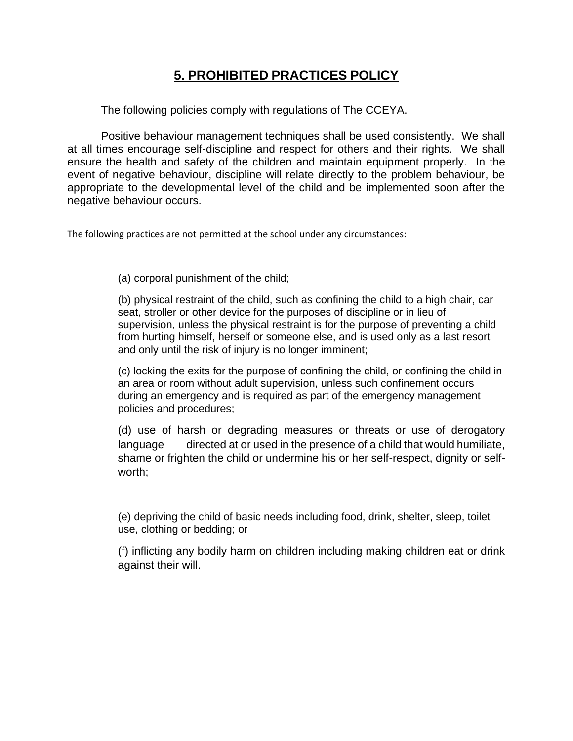## 5. PROHIBITED PRACTICES POLICY

The following policies comply with regulations of The CCEYA.

Positive behaviour management techniques shall be used consistently. We shall at all times encourage self-discipline and respect for others and their rights. We shall ensure the health and safety of the children and maintain equipment properly. In the event of negative behaviour, discipline will relate directly to the problem behaviour, be appropriate to the developmental level of the child and be implemented soon after the negative behaviour occurs.

The following practices are not permitted at the school under any circumstances:

(a) corporal punishment of the child;

(b) physical restraint of the child, such as confining the child to a high chair, car seat, stroller or other device for the purposes of discipline or in lieu of supervision, unless the physical restraint is for the purpose of preventing a child from hurting himself, herself or someone else, and is used only as a last resort and only until the risk of injury is no longer imminent;

(c) locking the exits for the purpose of confining the child, or confining the child in an area or room without adult supervision, unless such confinement occurs during an emergency and is required as part of the emergency management policies and procedures;

(d) use of harsh or degrading measures or threats or use of derogatory language directed at or used in the presence of a child that would humiliate, shame or frighten the child or undermine his or her self-respect, dignity or self-worth;

(e) depriving the child of basic needs including food, drink, shelter, sleep, toilet use, clothing or bedding; or

(f) inflicting any bodily harm on children including making children eat or drink against their will.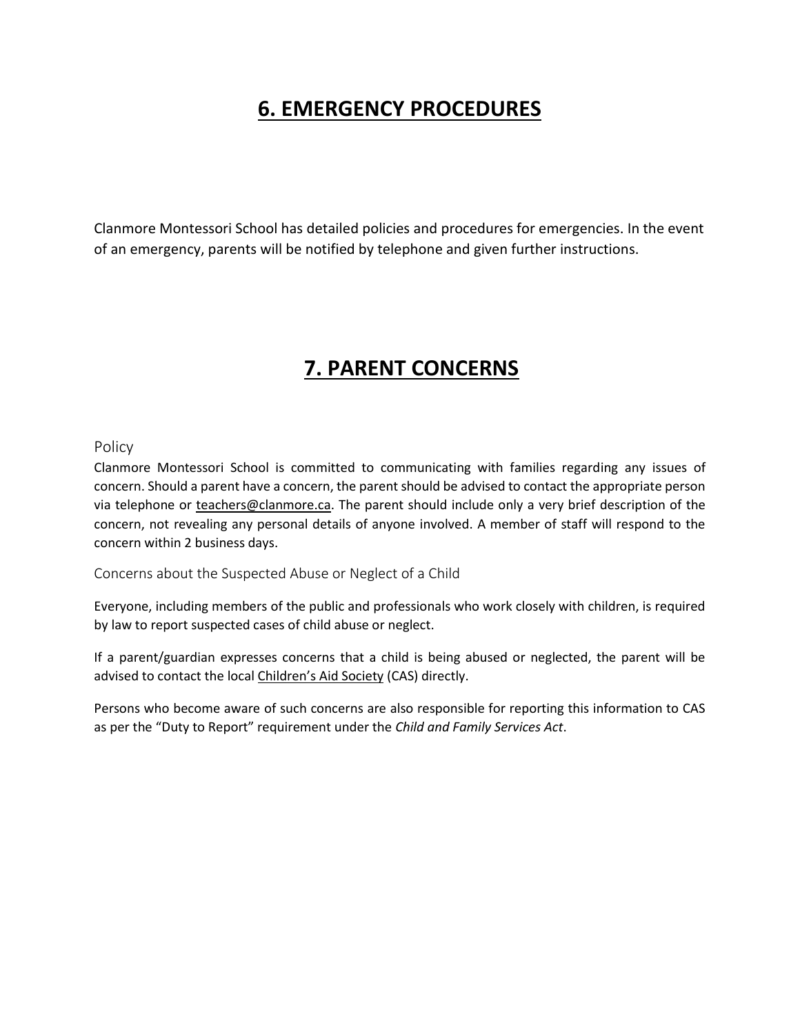# 6. EMERGENCY PROCEDURES

Clanmore Montessori School has detailed policies and procedures for emergencies. In the event of an emergency, parents will be notified by telephone and given further instructions.

# 7. PARENT CONCERNS

## Policy

Clanmore Montessori School is committed to communicating with families regarding any issues of concern. Should a parent have a concern, the parent should be advised to contact the appropriate person via telephone or teachers@clanmore.ca. The parent should include only a very brief description of the concern, not revealing any personal details of anyone involved. A member of staff will respond to the concern within 2 business days.

## Concerns about the Suspected Abuse or Neglect of a Child

Everyone, including members of the public and professionals who work closely with children, is required by law to report suspected cases of child abuse or neglect.

If a parent/guardian expresses concerns that a child is being abused or neglected, the parent will be advised to contact the local Children's Aid Society (CAS) directly.

Persons who become aware of such concerns are also responsible for reporting this information to CAS as per the "Duty to Report" requirement under the *Child and Family Services Act*.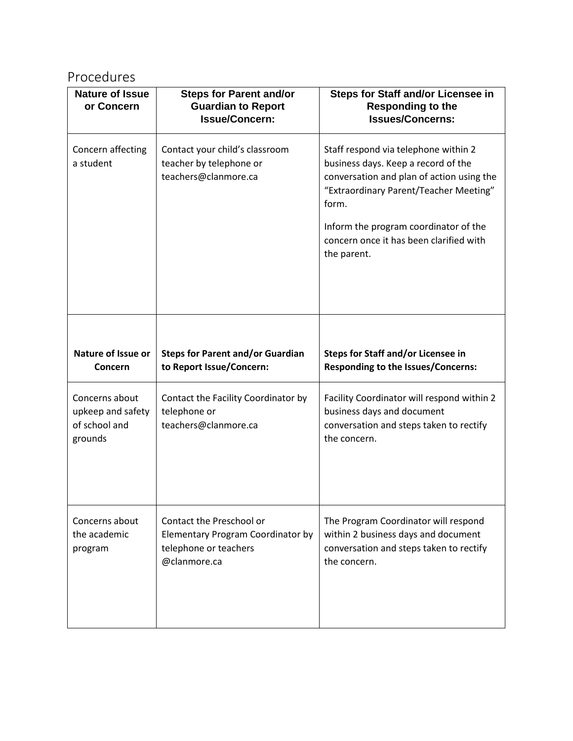## Procedures

| Nature of Issue or Concern | Steps for Parent and/or Guardian to Report Issue/Concern: | Steps for Staff and/or Licensee in Responding to the Issues/Concerns: |
|---|---|---|
| Concern affecting a student | Contact your child's classroom teacher by telephone or teachers@clanmore.ca | Staff respond via telephone within 2 business days. Keep a record of the conversation and plan of action using the "Extraordinary Parent/Teacher Meeting" form.<br><br>Inform the program coordinator of the concern once it has been clarified with the parent. |
| **Nature of Issue or Concern** | **Steps for Parent and/or Guardian to Report Issue/Concern:** | **Steps for Staff and/or Licensee in Responding to the Issues/Concerns:** |
| Concerns about upkeep and safety of school and grounds | Contact the Facility Coordinator by telephone or teachers@clanmore.ca | Facility Coordinator will respond within 2 business days and document conversation and steps taken to rectify the concern. |
| Concerns about the academic program | Contact the Preschool or Elementary Program Coordinator by telephone or teachers @clanmore.ca | The Program Coordinator will respond within 2 business days and document conversation and steps taken to rectify the concern. |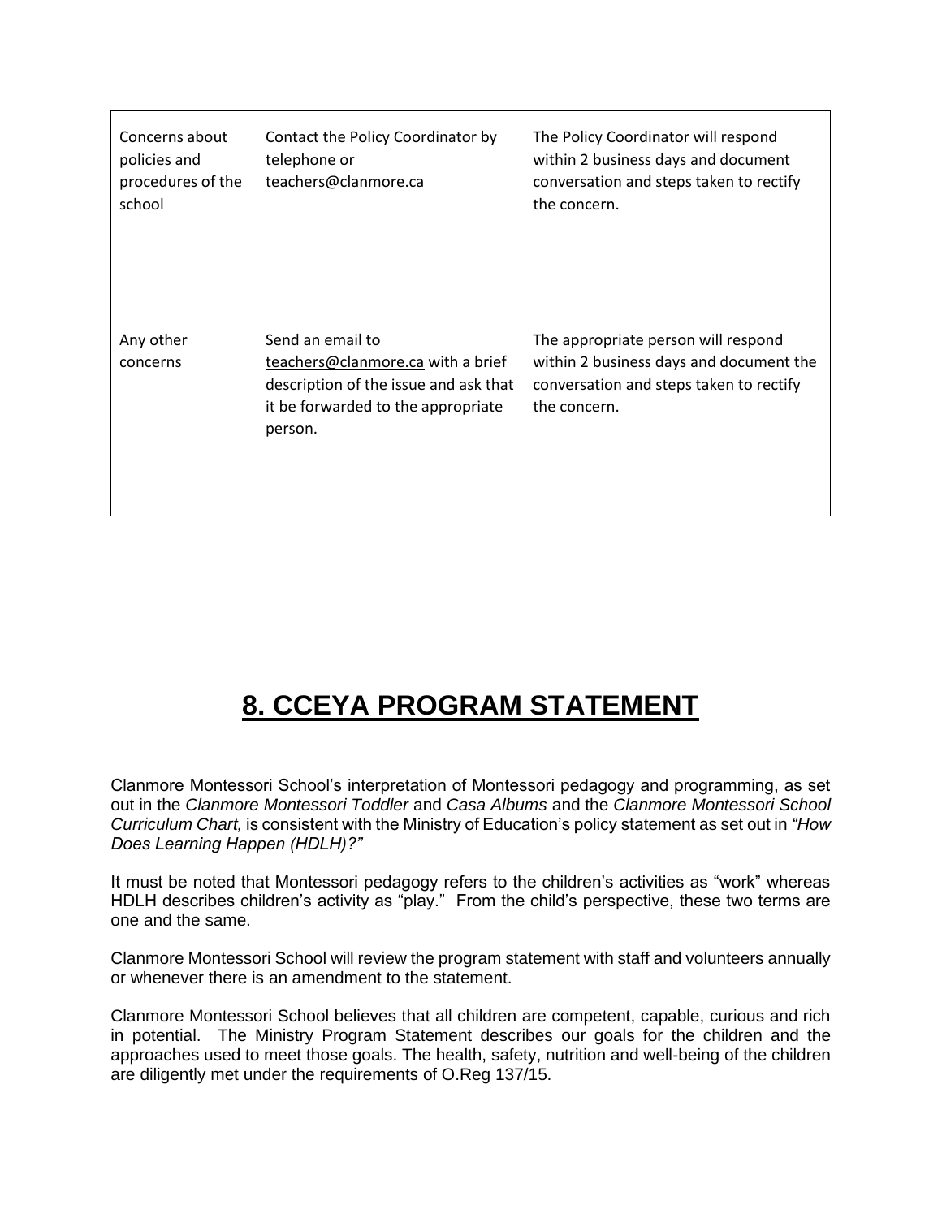| Concerns about policies and procedures of the school | Contact the Policy Coordinator by telephone or teachers@clanmore.ca | The Policy Coordinator will respond within 2 business days and document conversation and steps taken to rectify the concern. |
|---|---|---|
| Any other concerns | Send an email to teachers@clanmore.ca with a brief description of the issue and ask that it be forwarded to the appropriate person. | The appropriate person will respond within 2 business days and document the conversation and steps taken to rectify the concern. |

# 8. CCEYA PROGRAM STATEMENT

Clanmore Montessori School's interpretation of Montessori pedagogy and programming, as set out in the *Clanmore Montessori Toddler* and *Casa Albums* and the *Clanmore Montessori School Curriculum Chart,* is consistent with the Ministry of Education's policy statement as set out in *"How Does Learning Happen (HDLH)?"*

It must be noted that Montessori pedagogy refers to the children's activities as "work" whereas HDLH describes children's activity as "play." From the child's perspective, these two terms are one and the same.

Clanmore Montessori School will review the program statement with staff and volunteers annually or whenever there is an amendment to the statement.

Clanmore Montessori School believes that all children are competent, capable, curious and rich in potential. The Ministry Program Statement describes our goals for the children and the approaches used to meet those goals. The health, safety, nutrition and well-being of the children are diligently met under the requirements of O.Reg 137/15.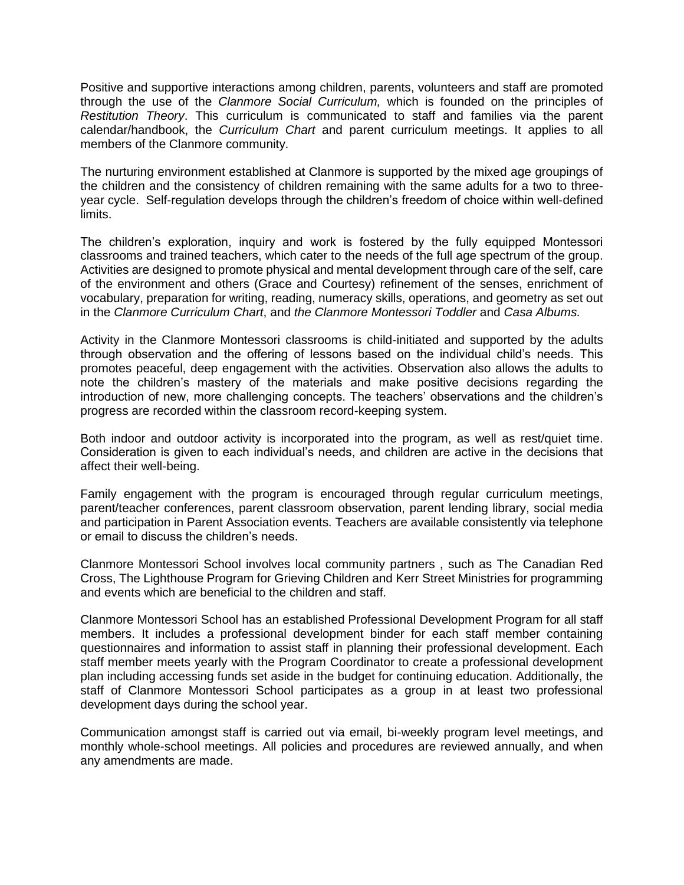Positive and supportive interactions among children, parents, volunteers and staff are promoted through the use of the *Clanmore Social Curriculum,* which is founded on the principles of *Restitution Theory*. This curriculum is communicated to staff and families via the parent calendar/handbook, the *Curriculum Chart* and parent curriculum meetings. It applies to all members of the Clanmore community.

The nurturing environment established at Clanmore is supported by the mixed age groupings of the children and the consistency of children remaining with the same adults for a two to three-year cycle. Self-regulation develops through the children's freedom of choice within well-defined limits.

The children's exploration, inquiry and work is fostered by the fully equipped Montessori classrooms and trained teachers, which cater to the needs of the full age spectrum of the group. Activities are designed to promote physical and mental development through care of the self, care of the environment and others (Grace and Courtesy) refinement of the senses, enrichment of vocabulary, preparation for writing, reading, numeracy skills, operations, and geometry as set out in the *Clanmore Curriculum Chart*, and *the Clanmore Montessori Toddler* and *Casa Albums.*

Activity in the Clanmore Montessori classrooms is child-initiated and supported by the adults through observation and the offering of lessons based on the individual child's needs. This promotes peaceful, deep engagement with the activities. Observation also allows the adults to note the children's mastery of the materials and make positive decisions regarding the introduction of new, more challenging concepts. The teachers' observations and the children's progress are recorded within the classroom record-keeping system.

Both indoor and outdoor activity is incorporated into the program, as well as rest/quiet time. Consideration is given to each individual's needs, and children are active in the decisions that affect their well-being.

Family engagement with the program is encouraged through regular curriculum meetings, parent/teacher conferences, parent classroom observation, parent lending library, social media and participation in Parent Association events. Teachers are available consistently via telephone or email to discuss the children's needs.

Clanmore Montessori School involves local community partners , such as The Canadian Red Cross, The Lighthouse Program for Grieving Children and Kerr Street Ministries for programming and events which are beneficial to the children and staff.

Clanmore Montessori School has an established Professional Development Program for all staff members. It includes a professional development binder for each staff member containing questionnaires and information to assist staff in planning their professional development. Each staff member meets yearly with the Program Coordinator to create a professional development plan including accessing funds set aside in the budget for continuing education. Additionally, the staff of Clanmore Montessori School participates as a group in at least two professional development days during the school year.

Communication amongst staff is carried out via email, bi-weekly program level meetings, and monthly whole-school meetings. All policies and procedures are reviewed annually, and when any amendments are made.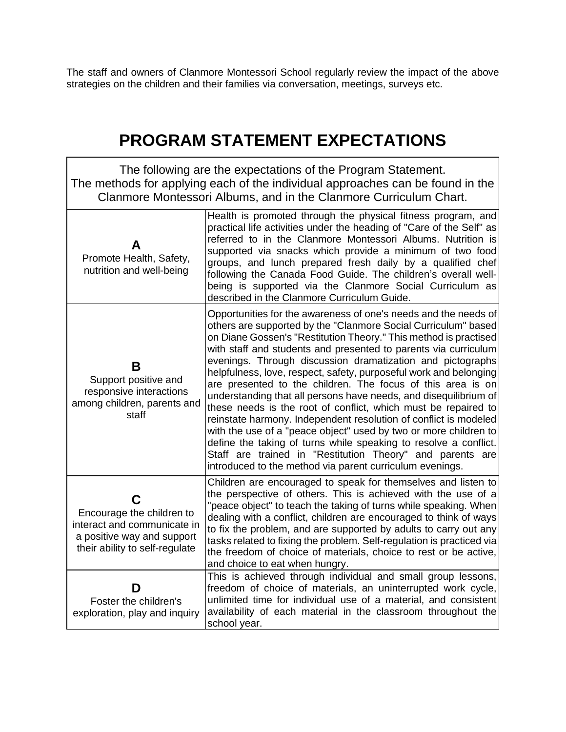The staff and owners of Clanmore Montessori School regularly review the impact of the above strategies on the children and their families via conversation, meetings, surveys etc.

# PROGRAM STATEMENT EXPECTATIONS

| The following are the expectations of the Program Statement. The methods for applying each of the individual approaches can be found in the Clanmore Montessori Albums, and in the Clanmore Curriculum Chart. | |
|---|---|
| **A** Promote Health, Safety, nutrition and well-being | Health is promoted through the physical fitness program, and practical life activities under the heading of "Care of the Self" as referred to in the Clanmore Montessori Albums. Nutrition is supported via snacks which provide a minimum of two food groups, and lunch prepared fresh daily by a qualified chef following the Canada Food Guide. The children's overall well-being is supported via the Clanmore Social Curriculum as described in the Clanmore Curriculum Guide. |
| **B** Support positive and responsive interactions among children, parents and staff | Opportunities for the awareness of one's needs and the needs of others are supported by the "Clanmore Social Curriculum" based on Diane Gossen's "Restitution Theory." This method is practised with staff and students and presented to parents via curriculum evenings. Through discussion dramatization and pictographs helpfulness, love, respect, safety, purposeful work and belonging are presented to the children. The focus of this area is on understanding that all persons have needs, and disequilibrium of these needs is the root of conflict, which must be repaired to reinstate harmony. Independent resolution of conflict is modeled with the use of a "peace object" used by two or more children to define the taking of turns while speaking to resolve a conflict. Staff are trained in "Restitution Theory" and parents are introduced to the method via parent curriculum evenings. |
| **C** Encourage the children to interact and communicate in a positive way and support their ability to self-regulate | Children are encouraged to speak for themselves and listen to the perspective of others. This is achieved with the use of a "peace object" to teach the taking of turns while speaking. When dealing with a conflict, children are encouraged to think of ways to fix the problem, and are supported by adults to carry out any tasks related to fixing the problem. Self-regulation is practiced via the freedom of choice of materials, choice to rest or be active, and choice to eat when hungry. |
| **D** Foster the children's exploration, play and inquiry | This is achieved through individual and small group lessons, freedom of choice of materials, an uninterrupted work cycle, unlimited time for individual use of a material, and consistent availability of each material in the classroom throughout the school year. |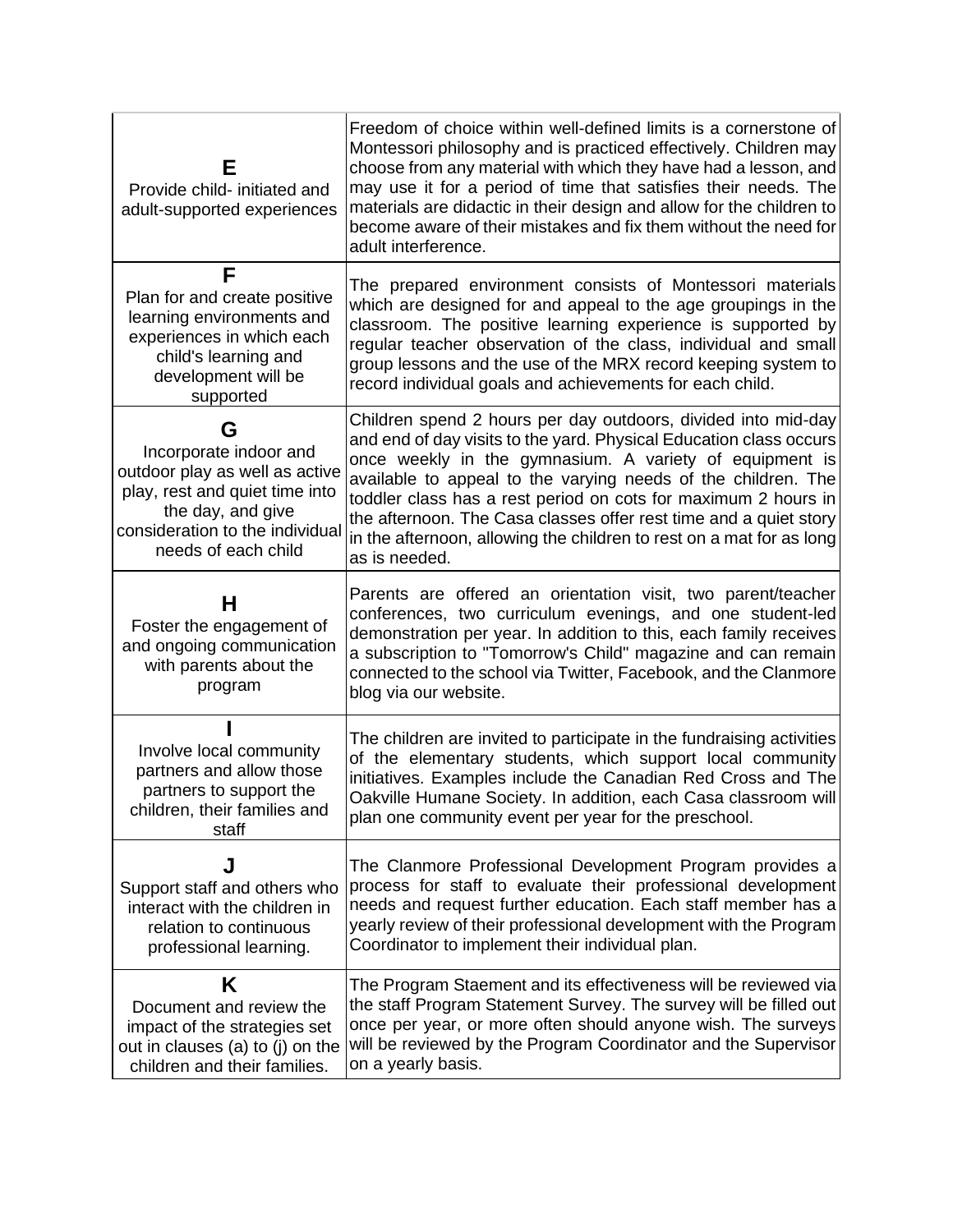| | |
|---|---|
| **E** Provide child- initiated and adult-supported experiences | Freedom of choice within well-defined limits is a cornerstone of Montessori philosophy and is practiced effectively. Children may choose from any material with which they have had a lesson, and may use it for a period of time that satisfies their needs. The materials are didactic in their design and allow for the children to become aware of their mistakes and fix them without the need for adult interference. |
| **F** Plan for and create positive learning environments and experiences in which each child's learning and development will be supported | The prepared environment consists of Montessori materials which are designed for and appeal to the age groupings in the classroom. The positive learning experience is supported by regular teacher observation of the class, individual and small group lessons and the use of the MRX record keeping system to record individual goals and achievements for each child. |
| **G** Incorporate indoor and outdoor play as well as active play, rest and quiet time into the day, and give consideration to the individual needs of each child | Children spend 2 hours per day outdoors, divided into mid-day and end of day visits to the yard. Physical Education class occurs once weekly in the gymnasium. A variety of equipment is available to appeal to the varying needs of the children. The toddler class has a rest period on cots for maximum 2 hours in the afternoon. The Casa classes offer rest time and a quiet story in the afternoon, allowing the children to rest on a mat for as long as is needed. |
| **H** Foster the engagement of and ongoing communication with parents about the program | Parents are offered an orientation visit, two parent/teacher conferences, two curriculum evenings, and one student-led demonstration per year. In addition to this, each family receives a subscription to "Tomorrow's Child" magazine and can remain connected to the school via Twitter, Facebook, and the Clanmore blog via our website. |
| **I** Involve local community partners and allow those partners to support the children, their families and staff | The children are invited to participate in the fundraising activities of the elementary students, which support local community initiatives. Examples include the Canadian Red Cross and The Oakville Humane Society. In addition, each Casa classroom will plan one community event per year for the preschool. |
| **J** Support staff and others who interact with the children in relation to continuous professional learning. | The Clanmore Professional Development Program provides a process for staff to evaluate their professional development needs and request further education. Each staff member has a yearly review of their professional development with the Program Coordinator to implement their individual plan. |
| **K** Document and review the impact of the strategies set out in clauses (a) to (j) on the children and their families. | The Program Staement and its effectiveness will be reviewed via the staff Program Statement Survey. The survey will be filled out once per year, or more often should anyone wish. The surveys will be reviewed by the Program Coordinator and the Supervisor on a yearly basis. |